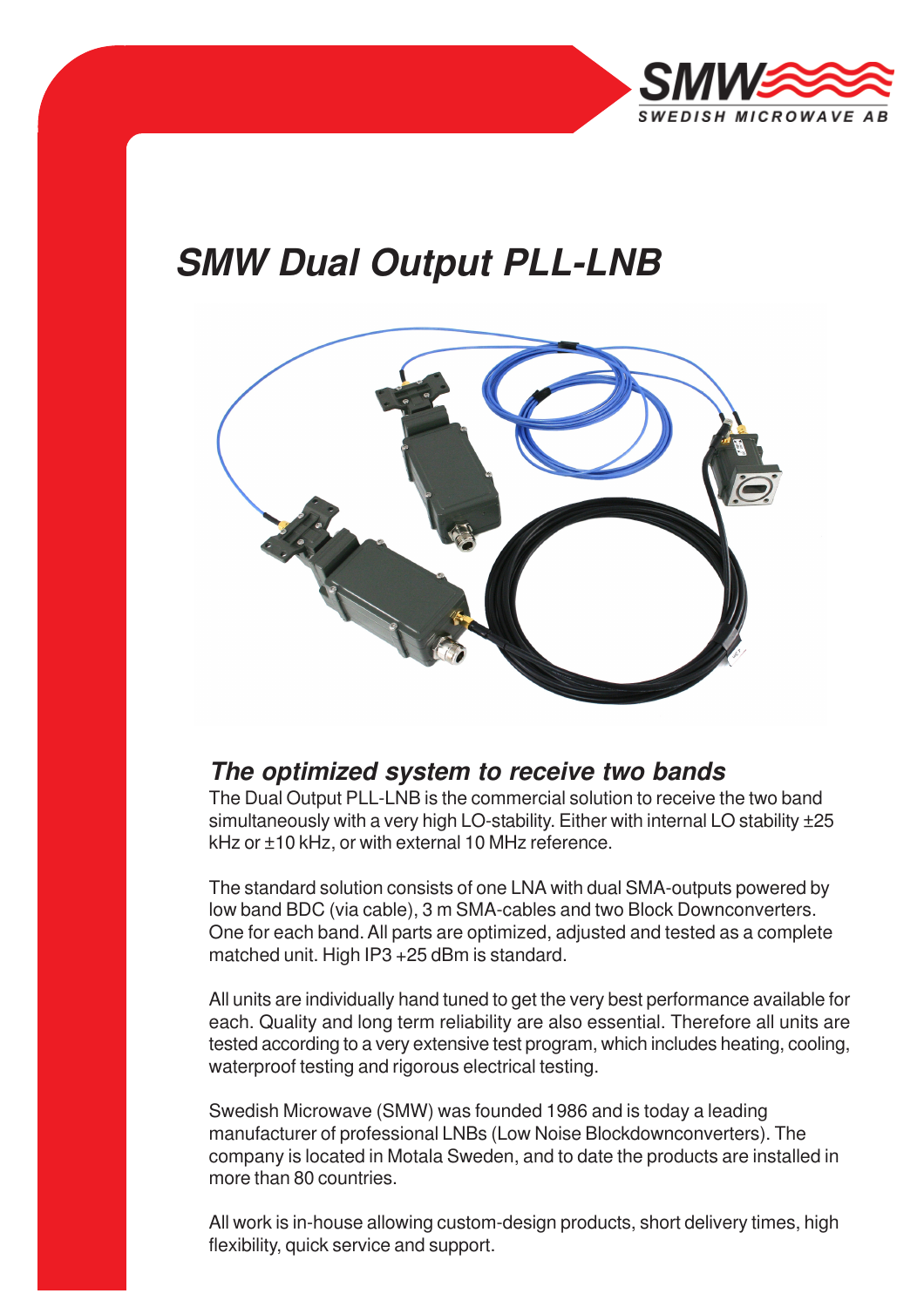# SMW Dual Output PLL-LNB

## The optimized system to receive two bands

The Dual Output PLL-LNB is the commercial solution to receive the two band simultaneously with a very high LO-stability. Either with internal LO stability ±25 kHz or ±10 kHz, or with external 10 MHz reference.

The standard solution consists of one LNA with dual SMA-outputs powered by low band BDC (via cable), 3 m SMA-cables and two Block Downconverters. One for each band. All parts are optimized, adjusted and tested as a complete matched unit. High IP3 +25 dBm is standard.

All units are individually hand tuned to get the very best performance available for each. Quality and long term reliability are also essential. Therefore all units are tested according to a very extensive test program, which includes heating, cooling, waterproof testing and rigorous electrical testing.

Swedish Microwave (SMW) was founded 1986 and is today a leading manufacturer of professional LNBs (Low Noise Blockdownconverters). The company is located in Motala Sweden, and to date the products are installed in more than 80 countries.

All work is in-house allowing custom-design products, short delivery times, high flexibility, quick service and support.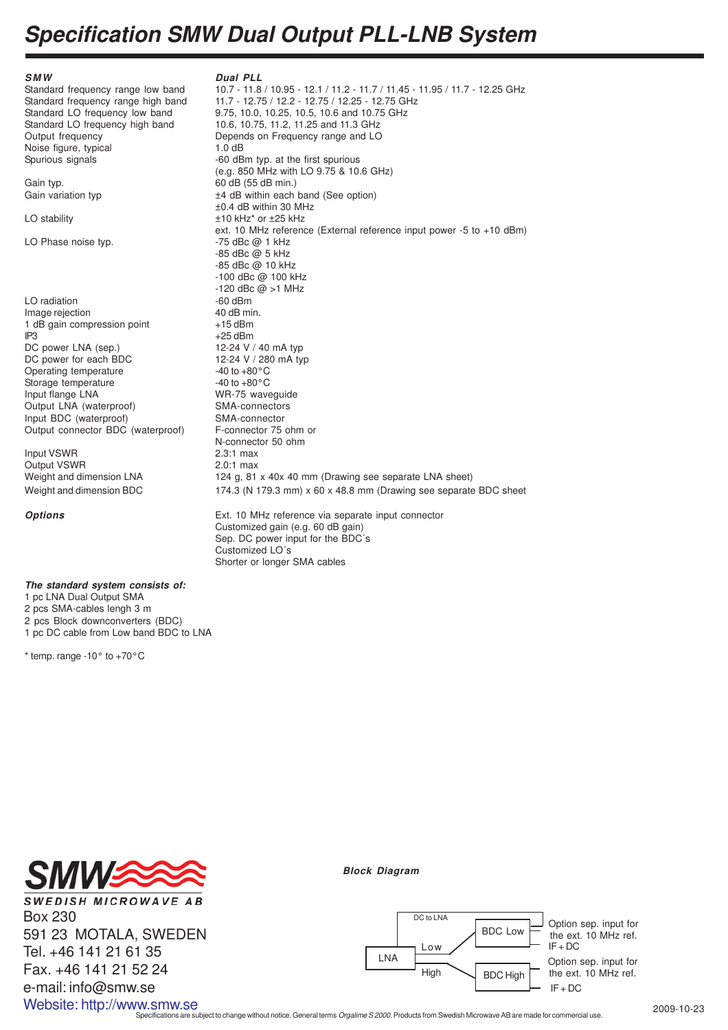# Specification SMW Dual Output PLL-LNB System

| ***SMW*** | ***Dual PLL*** |
|---|---|
| Standard frequency range low band | 10.7 - 11.8 / 10.95 - 12.1 / 11.2 - 11.7 / 11.45 - 11.95 / 11.7 - 12.25 GHz |
| Standard frequency range high band | 11.7 - 12.75 / 12.2 - 12.75 / 12.25 - 12.75 GHz |
| Standard LO frequency low band | 9.75, 10.0, 10.25, 10.5, 10.6 and 10.75 GHz |
| Standard LO frequency high band | 10.6, 10.75, 11.2, 11.25 and 11.3 GHz |
| Output frequency | Depends on Frequency range and LO |
| Noise figure, typical | 1.0 dB |
| Spurious signals | -60 dBm typ. at the first spurious<br>(e.g. 850 MHz with LO 9.75 & 10.6 GHz) |
| Gain typ. | 60 dB (55 dB min.) |
| Gain variation typ | ±4 dB within each band (See option)<br>±0.4 dB within 30 MHz |
| LO stability | ±10 kHz* or ±25 kHz<br>ext. 10 MHz reference (External reference input power -5 to +10 dBm) |
| LO Phase noise typ. | -75 dBc @ 1 kHz<br>-85 dBc @ 5 kHz<br>-85 dBc @ 10 kHz<br>-100 dBc @ 100 kHz<br>-120 dBc @ >1 MHz |
| LO radiation | -60 dBm |
| Image rejection | 40 dB min. |
| 1 dB gain compression point | +15 dBm |
| IP3 | +25 dBm |
| DC power LNA (sep.) | 12-24 V / 40 mA typ |
| DC power for each BDC | 12-24 V / 280 mA typ |
| Operating temperature | -40 to +80°C |
| Storage temperature | -40 to +80°C |
| Input flange LNA | WR-75 waveguide |
| Output LNA (waterproof) | SMA-connectors |
| Input BDC (waterproof) | SMA-connector |
| Output connector BDC (waterproof) | F-connector 75 ohm or<br>N-connector 50 ohm |
| Input VSWR | 2.3:1 max |
| Output VSWR | 2.0:1 max |
| Weight and dimension LNA | 124 g, 81 x 40x 40 mm (Drawing see separate LNA sheet) |
| Weight and dimension BDC | 174.3 (N 179.3 mm) x 60 x 48.8 mm (Drawing see separate BDC sheet |
| ***Options*** | Ext. 10 MHz reference via separate input connector<br>Customized gain (e.g. 60 dB gain)<br>Sep. DC power input for the BDC´s<br>Customized LO´s<br>Shorter or longer SMA cables |

***The standard system consists of:***

1 pc LNA Dual Output SMA
2 pcs SMA-cables lengh 3 m
2 pcs Block downconverters (BDC)
1 pc DC cable from Low band BDC to LNA

\* temp. range -10° to +70°C

SMW
SWEDISH MICROWAVE AB
Box 230
591 23 MOTALA, SWEDEN
Tel. +46 141 21 61 35
Fax. +46 141 21 52 24
e-mail: info@smw.se
Website: http://www.smw.se

***Block Diagram***

DC to LNA
LNA
Low
High
BDC Low
BDC High
Option sep. input for the ext. 10 MHz ref.
IF + DC
Option sep. input for the ext. 10 MHz ref.
IF + DC

Specifications are subject to change without notice. General terms *Orgalime S 2000*. Products from Swedish Microwave AB are made for commercial use.

2009-10-23